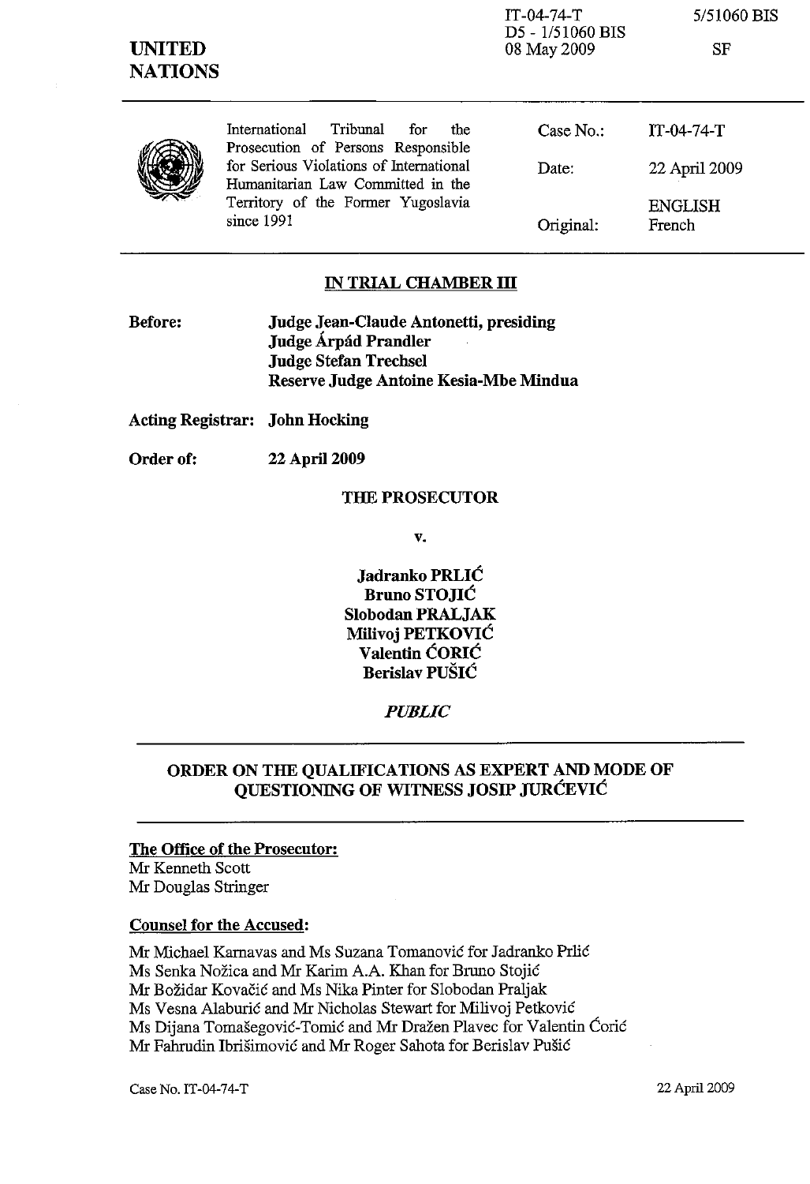IT-04-74-T
D5 - 1/51060 BIS
08 May 2009

5/51060 BIS

SF

**UNITED NATIONS**

International Tribunal for the Prosecution of Persons Responsible for Serious Violations of International Humanitarian Law Committed in the Territory of the Former Yugoslavia since 1991

| | |
|---|---|
| Case No.: | IT-04-74-T |
| Date: | 22 April 2009 |
| | ENGLISH |
| Original: | French |

## IN TRIAL CHAMBER III

**Before:** **Judge Jean-Claude Antonetti, presiding**
**Judge Árpád Prandler**
**Judge Stefan Trechsel**
**Reserve Judge Antoine Kesia-Mbe Mindua**

**Acting Registrar:** **John Hocking**

**Order of:** **22 April 2009**

**THE PROSECUTOR**

**v.**

**Jadranko PRLIĆ**
**Bruno STOJIĆ**
**Slobodan PRALJAK**
**Milivoj PETKOVIĆ**
**Valentin ĆORIĆ**
**Berislav PUŠIĆ**

***PUBLIC***

## ORDER ON THE QUALIFICATIONS AS EXPERT AND MODE OF QUESTIONING OF WITNESS JOSIP JURĆEVIĆ

**The Office of the Prosecutor:**
Mr Kenneth Scott
Mr Douglas Stringer

**Counsel for the Accused:**

Mr Michael Karnavas and Ms Suzana Tomanović for Jadranko Prlić
Ms Senka Nožica and Mr Karim A.A. Khan for Bruno Stojić
Mr Božidar Kovačić and Ms Nika Pinter for Slobodan Praljak
Ms Vesna Alaburić and Mr Nicholas Stewart for Milivoj Petković
Ms Dijana Tomašegović-Tomić and Mr Dražen Plavec for Valentin Ćorić
Mr Fahrudin Ibrišimović and Mr Roger Sahota for Berislav Pušić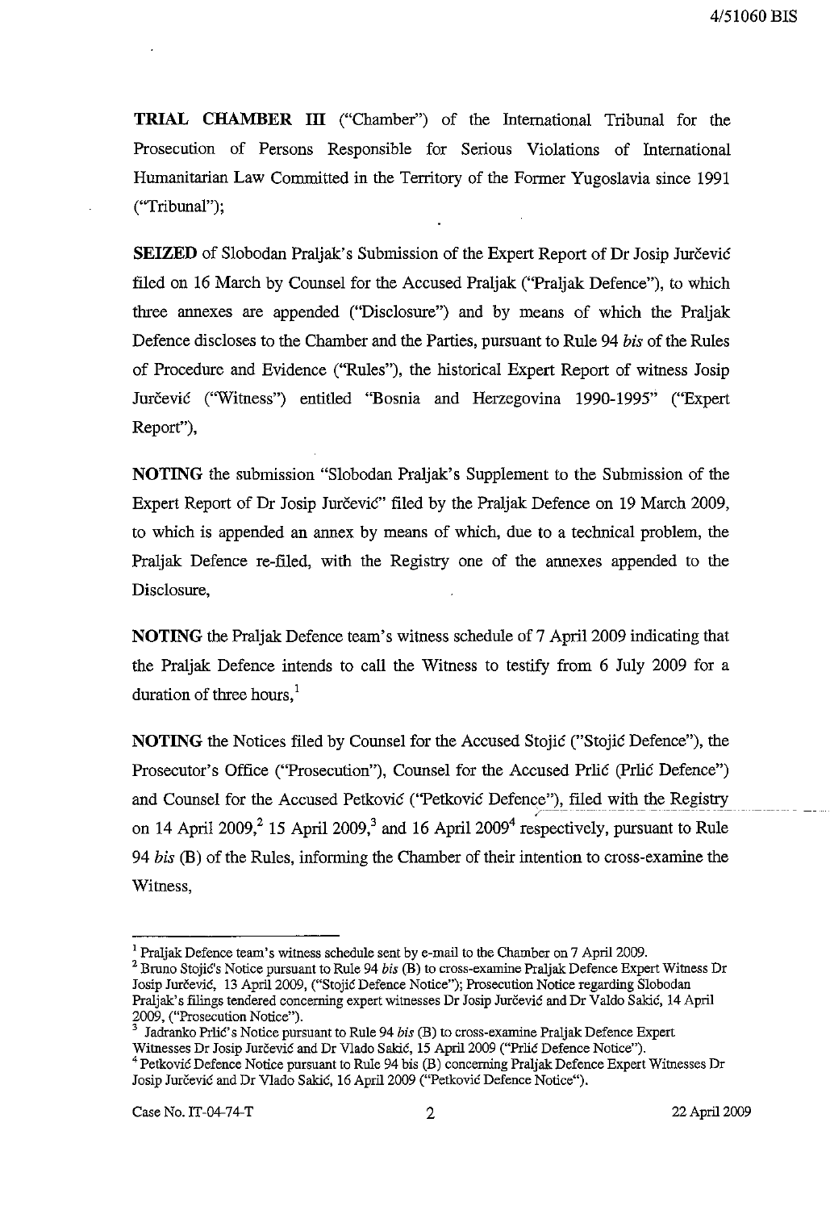**TRIAL CHAMBER III** ("Chamber") of the International Tribunal for the Prosecution of Persons Responsible for Serious Violations of International Humanitarian Law Committed in the Territory of the Former Yugoslavia since 1991 ("Tribunal");

**SEIZED** of Slobodan Praljak's Submission of the Expert Report of Dr Josip Jurčević filed on 16 March by Counsel for the Accused Praljak ("Praljak Defence"), to which three annexes are appended ("Disclosure") and by means of which the Praljak Defence discloses to the Chamber and the Parties, pursuant to Rule 94 *bis* of the Rules of Procedure and Evidence ("Rules"), the historical Expert Report of witness Josip Jurčević ("Witness") entitled "Bosnia and Herzegovina 1990-1995" ("Expert Report"),

**NOTING** the submission "Slobodan Praljak's Supplement to the Submission of the Expert Report of Dr Josip Jurčević" filed by the Praljak Defence on 19 March 2009, to which is appended an annex by means of which, due to a technical problem, the Praljak Defence re-filed, with the Registry one of the annexes appended to the Disclosure,

**NOTING** the Praljak Defence team's witness schedule of 7 April 2009 indicating that the Praljak Defence intends to call the Witness to testify from 6 July 2009 for a duration of three hours,[1]

**NOTING** the Notices filed by Counsel for the Accused Stojić ("Stojić Defence"), the Prosecutor's Office ("Prosecution"), Counsel for the Accused Prlić (Prlić Defence") and Counsel for the Accused Petković ("Petković Defence"), filed with the Registry on 14 April 2009,[2] 15 April 2009,[3] and 16 April 2009[4] respectively, pursuant to Rule 94 *bis* (B) of the Rules, informing the Chamber of their intention to cross-examine the Witness,

---

[1] Praljak Defence team's witness schedule sent by e-mail to the Chamber on 7 April 2009.

[2] Bruno Stojić's Notice pursuant to Rule 94 *bis* (B) to cross-examine Praljak Defence Expert Witness Dr Josip Jurčević, 13 April 2009, ("Stojić Defence Notice"); Prosecution Notice regarding Slobodan Praljak's filings tendered concerning expert witnesses Dr Josip Jurčević and Dr Valdo Sakić, 14 April 2009, ("Prosecution Notice").

[3] Jadranko Prlić's Notice pursuant to Rule 94 *bis* (B) to cross-examine Praljak Defence Expert Witnesses Dr Josip Jurčević and Dr Vlado Sakić, 15 April 2009 ("Prlić Defence Notice").

[4] Petković Defence Notice pursuant to Rule 94 bis (B) concerning Praljak Defence Expert Witnesses Dr Josip Jurčević and Dr Vlado Sakić, 16 April 2009 ("Petković Defence Notice").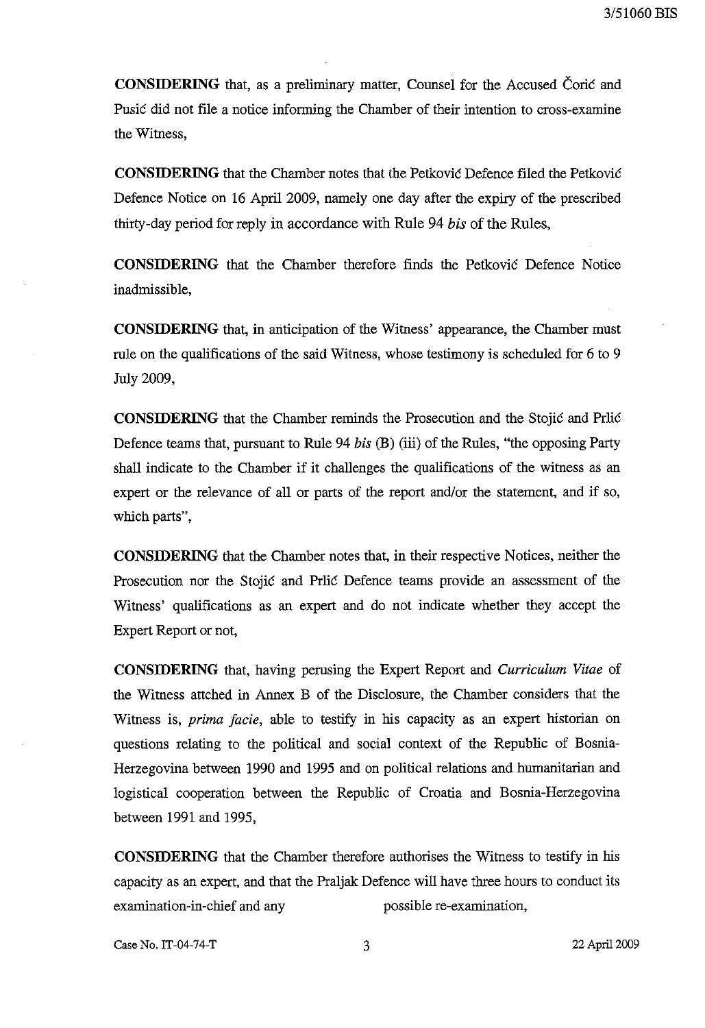**CONSIDERING** that, as a preliminary matter, Counsel for the Accused Ćorić and Pusić did not file a notice informing the Chamber of their intention to cross-examine the Witness,

**CONSIDERING** that the Chamber notes that the Petković Defence filed the Petković Defence Notice on 16 April 2009, namely one day after the expiry of the prescribed thirty-day period for reply in accordance with Rule 94 *bis* of the Rules,

**CONSIDERING** that the Chamber therefore finds the Petković Defence Notice inadmissible,

**CONSIDERING** that, in anticipation of the Witness' appearance, the Chamber must rule on the qualifications of the said Witness, whose testimony is scheduled for 6 to 9 July 2009,

**CONSIDERING** that the Chamber reminds the Prosecution and the Stojić and Prlić Defence teams that, pursuant to Rule 94 *bis* (B) (iii) of the Rules, "the opposing Party shall indicate to the Chamber if it challenges the qualifications of the witness as an expert or the relevance of all or parts of the report and/or the statement, and if so, which parts",

**CONSIDERING** that the Chamber notes that, in their respective Notices, neither the Prosecution nor the Stojić and Prlić Defence teams provide an assessment of the Witness' qualifications as an expert and do not indicate whether they accept the Expert Report or not,

**CONSIDERING** that, having perusing the Expert Report and *Curriculum Vitae* of the Witness attched in Annex B of the Disclosure, the Chamber considers that the Witness is, *prima facie*, able to testify in his capacity as an expert historian on questions relating to the political and social context of the Republic of Bosnia-Herzegovina between 1990 and 1995 and on political relations and humanitarian and logistical cooperation between the Republic of Croatia and Bosnia-Herzegovina between 1991 and 1995,

**CONSIDERING** that the Chamber therefore authorises the Witness to testify in his capacity as an expert, and that the Praljak Defence will have three hours to conduct its examination-in-chief and any possible re-examination,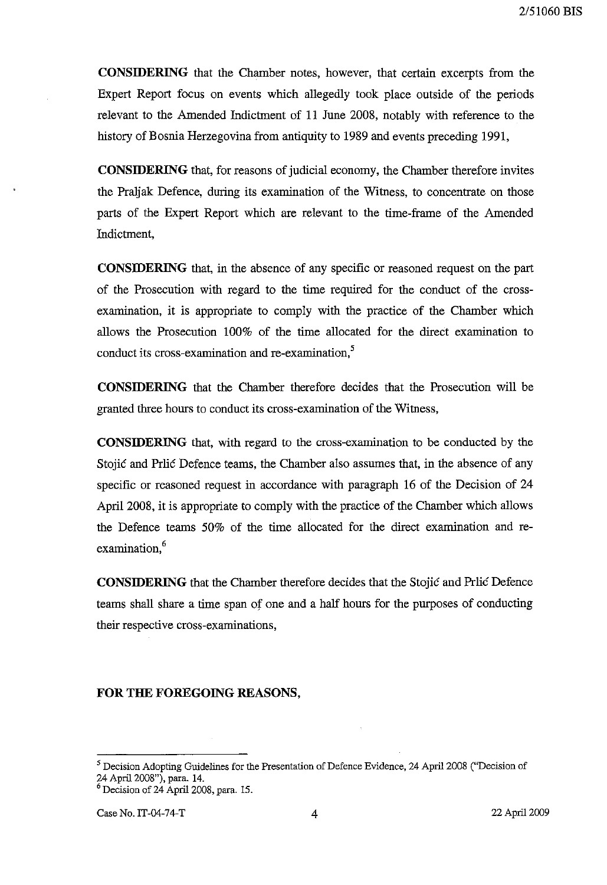**CONSIDERING** that the Chamber notes, however, that certain excerpts from the Expert Report focus on events which allegedly took place outside of the periods relevant to the Amended Indictment of 11 June 2008, notably with reference to the history of Bosnia Herzegovina from antiquity to 1989 and events preceding 1991,

**CONSIDERING** that, for reasons of judicial economy, the Chamber therefore invites the Praljak Defence, during its examination of the Witness, to concentrate on those parts of the Expert Report which are relevant to the time-frame of the Amended Indictment,

**CONSIDERING** that, in the absence of any specific or reasoned request on the part of the Prosecution with regard to the time required for the conduct of the cross-examination, it is appropriate to comply with the practice of the Chamber which allows the Prosecution 100% of the time allocated for the direct examination to conduct its cross-examination and re-examination,[5]

**CONSIDERING** that the Chamber therefore decides that the Prosecution will be granted three hours to conduct its cross-examination of the Witness,

**CONSIDERING** that, with regard to the cross-examination to be conducted by the Stojić and Prlić Defence teams, the Chamber also assumes that, in the absence of any specific or reasoned request in accordance with paragraph 16 of the Decision of 24 April 2008, it is appropriate to comply with the practice of the Chamber which allows the Defence teams 50% of the time allocated for the direct examination and re-examination,[6]

**CONSIDERING** that the Chamber therefore decides that the Stojić and Prlić Defence teams shall share a time span of one and a half hours for the purposes of conducting their respective cross-examinations,

**FOR THE FOREGOING REASONS,**

---

[5] Decision Adopting Guidelines for the Presentation of Defence Evidence, 24 April 2008 ("Decision of 24 April 2008"), para. 14.

[6] Decision of 24 April 2008, para. 15.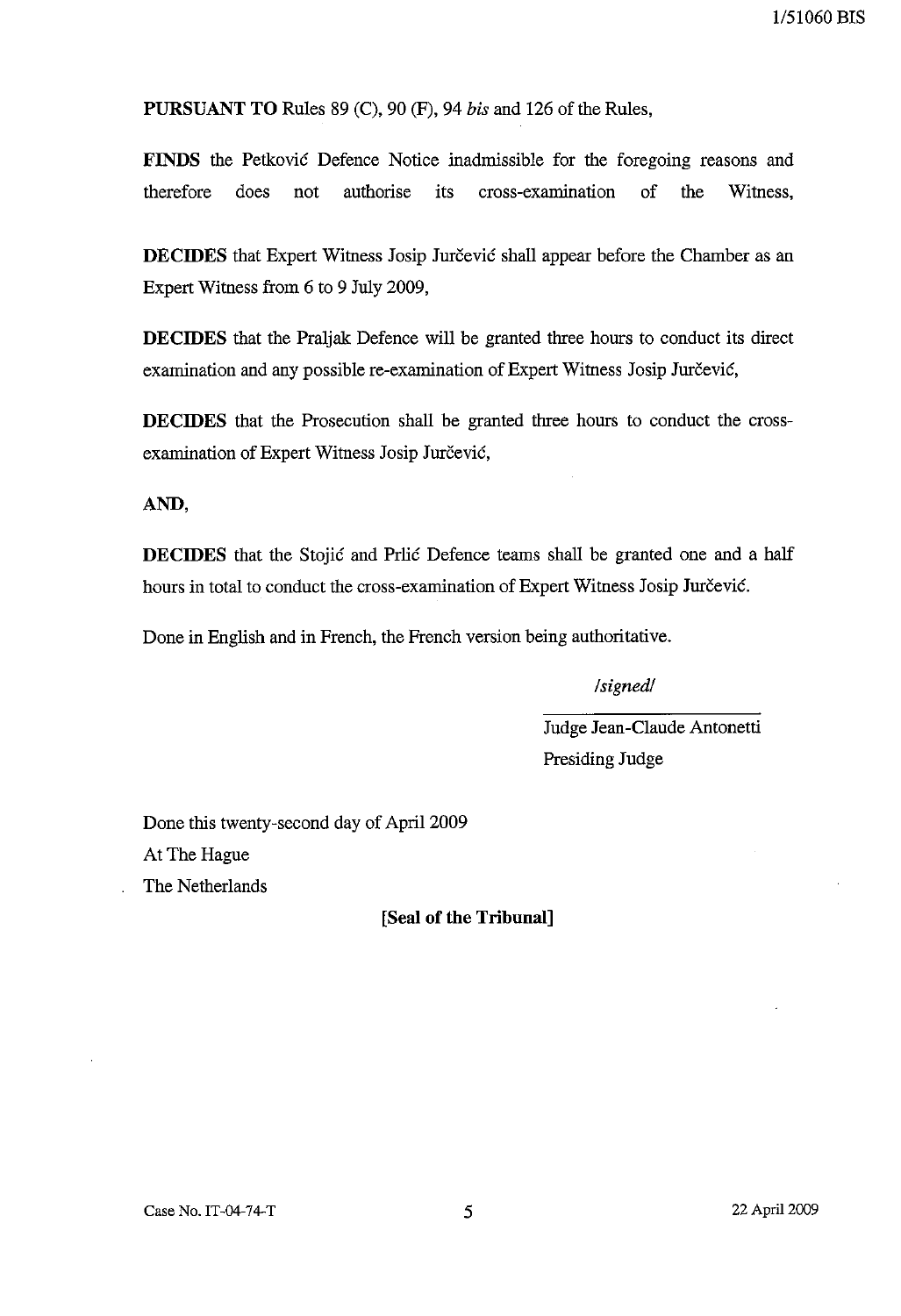**PURSUANT TO** Rules 89 (C), 90 (F), 94 *bis* and 126 of the Rules,

**FINDS** the Petković Defence Notice inadmissible for the foregoing reasons and therefore does not authorise its cross-examination of the Witness,

**DECIDES** that Expert Witness Josip Jurčević shall appear before the Chamber as an Expert Witness from 6 to 9 July 2009,

**DECIDES** that the Praljak Defence will be granted three hours to conduct its direct examination and any possible re-examination of Expert Witness Josip Jurčević,

**DECIDES** that the Prosecution shall be granted three hours to conduct the cross-examination of Expert Witness Josip Jurčević,

**AND**,

**DECIDES** that the Stojić and Prlić Defence teams shall be granted one and a half hours in total to conduct the cross-examination of Expert Witness Josip Jurčević.

Done in English and in French, the French version being authoritative.

*/signed/*

Judge Jean-Claude Antonetti
Presiding Judge

Done this twenty-second day of April 2009
At The Hague
The Netherlands

**[Seal of the Tribunal]**